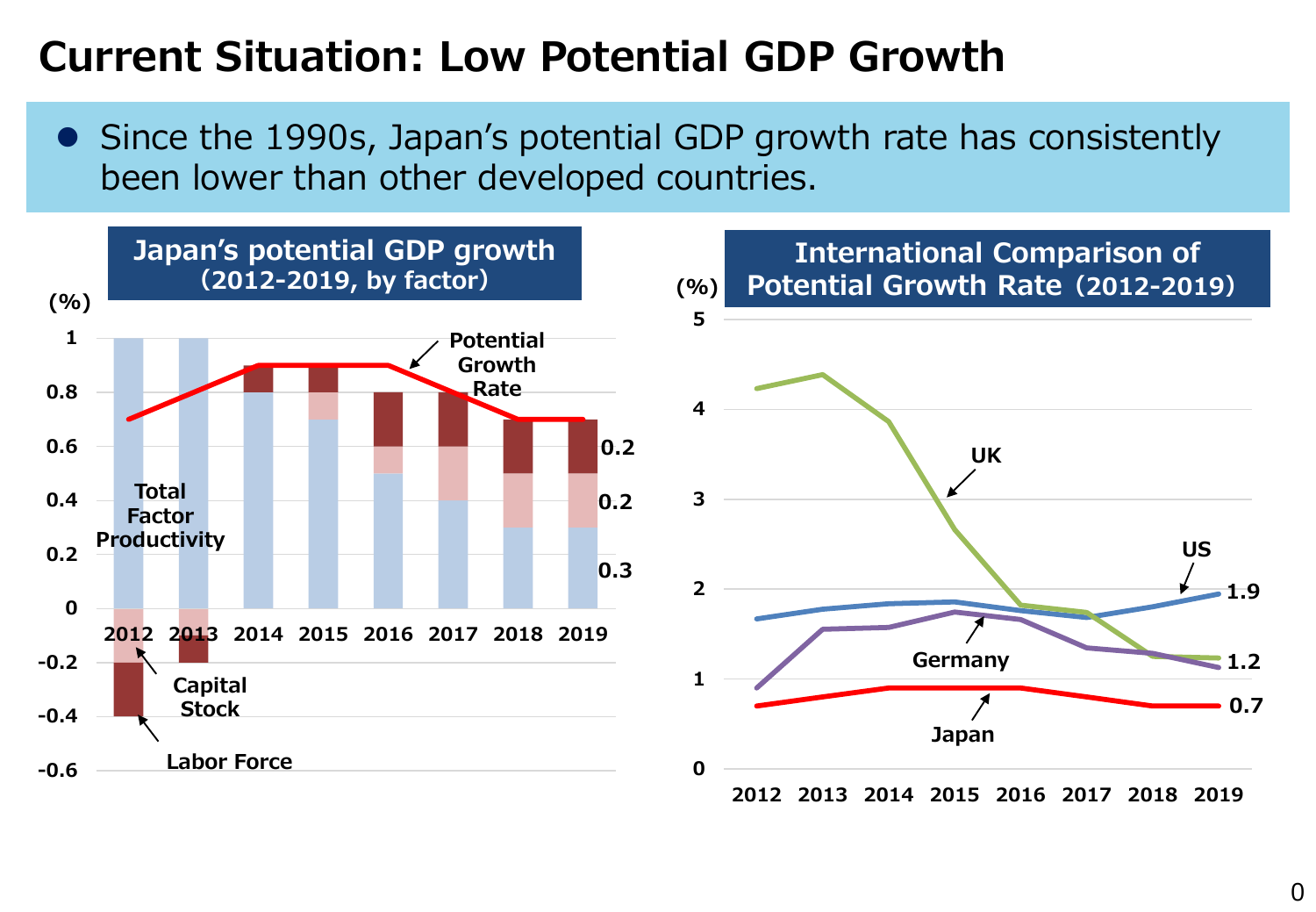# Current Situation: Low Potential GDP Growth

- Since the 1990s, Japan's potential GDP growth rate has consistently been lower than other developed countries.

## Japan's potential GDP growth (2012-2019, by factor)

(%)

Potential Growth Rate

Total Factor Productivity

Capital Stock

Labor Force

0.2

0.2

0.3

2012 2013 2014 2015 2016 2017 2018 2019

## International Comparison of Potential Growth Rate (2012-2019)

(%)

UK

US 1.9

Germany 1.2

Japan 0.7

2012 2013 2014 2015 2016 2017 2018 2019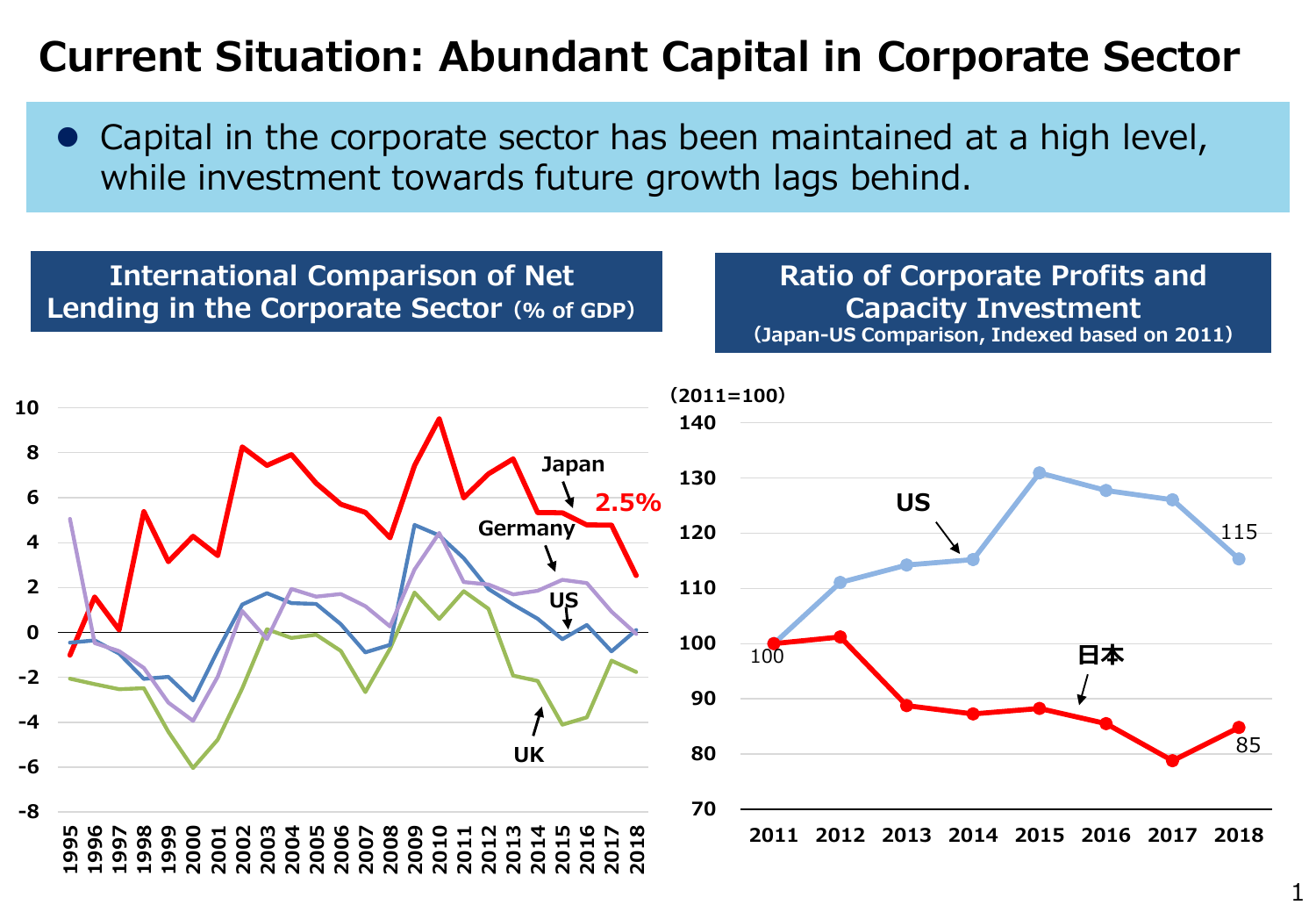# Current Situation: Abundant Capital in Corporate Sector

- Capital in the corporate sector has been maintained at a high level, while investment towards future growth lags behind.

## International Comparison of Net Lending in the Corporate Sector (% of GDP)

Japan 2.5%

Germany

US

UK

## Ratio of Corporate Profits and Capacity Investment

(Japan-US Comparison, Indexed based on 2011)

(2011=100)

| | 2011 | 2018 |
|---|---|---|
| US | 100 | 115 |
| 日本 | 100 | 85 |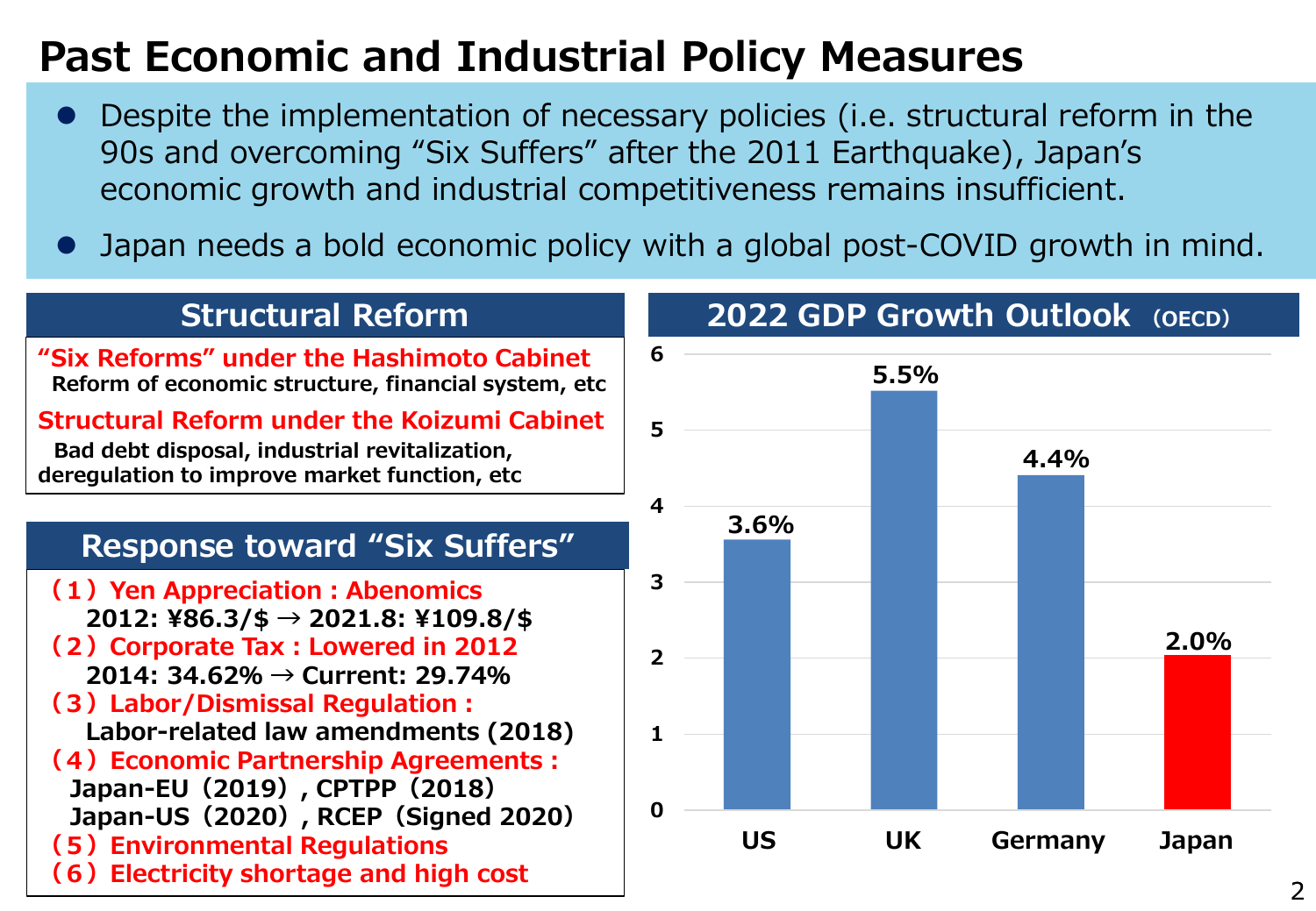# Past Economic and Industrial Policy Measures

- Despite the implementation of necessary policies (i.e. structural reform in the 90s and overcoming “Six Suffers” after the 2011 Earthquake), Japan’s economic growth and industrial competitiveness remains insufficient.
- Japan needs a bold economic policy with a global post-COVID growth in mind.

## Structural Reform

**“Six Reforms” under the Hashimoto Cabinet**
**Reform of economic structure, financial system, etc**

**Structural Reform under the Koizumi Cabinet**
**Bad debt disposal, industrial revitalization, deregulation to improve market function, etc**

## Response toward “Six Suffers”

**（1）Yen Appreciation : Abenomics**
**2012: ¥86.3/$ → 2021.8: ¥109.8/$**

**（2）Corporate Tax : Lowered in 2012**
**2014: 34.62% → Current: 29.74%**

**（3）Labor/Dismissal Regulation :**
**Labor-related law amendments (2018)**

**（4）Economic Partnership Agreements :**
**Japan-EU（2019）, CPTPP（2018）**
**Japan-US（2020）, RCEP（Signed 2020）**

**（5）Environmental Regulations**

**（6）Electricity shortage and high cost**

## 2022 GDP Growth Outlook (OECD)

| Country | GDP Growth |
|---|---|
| US | 3.6% |
| UK | 5.5% |
| Germany | 4.4% |
| Japan | 2.0% |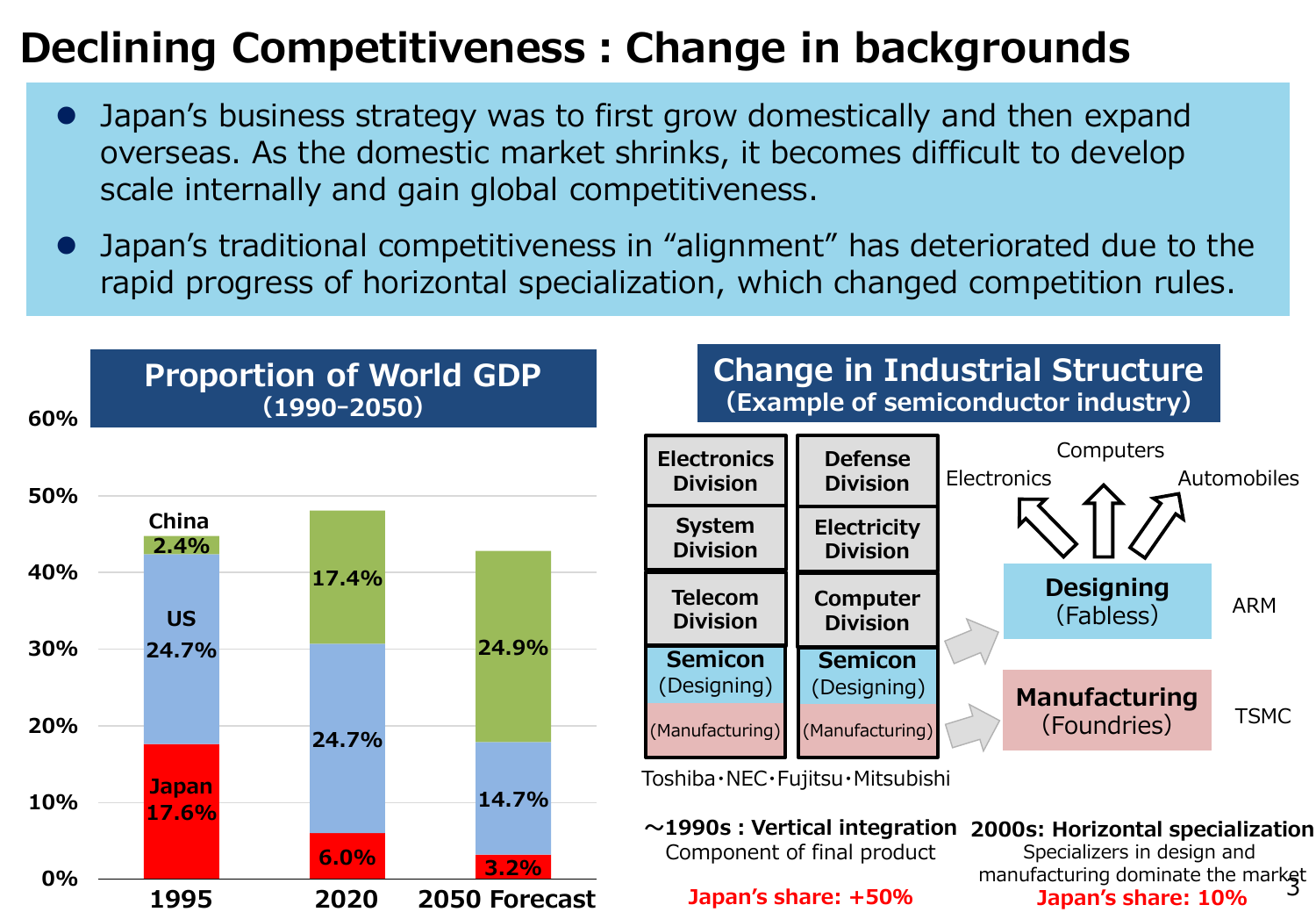# Declining Competitiveness : Change in backgrounds

- Japan's business strategy was to first grow domestically and then expand overseas. As the domestic market shrinks, it becomes difficult to develop scale internally and gain global competitiveness.
- Japan's traditional competitiveness in "alignment" has deteriorated due to the rapid progress of horizontal specialization, which changed competition rules.

## Proportion of World GDP (1990-2050)

| | 1995 | 2020 | 2050 Forecast |
|---|---|---|---|
| China | 2.4% | 17.4% | 24.9% |
| US | 24.7% | 24.7% | 14.7% |
| Japan | 17.6% | 6.0% | 3.2% |

## Change in Industrial Structure (Example of semiconductor industry)

**~1990s : Vertical integration**

Component of final product

| Electronics Division | Defense Division |
|---|---|
| System Division | Electricity Division |
| Telecom Division | Computer Division |
| Semicon (Designing) | Semicon (Designing) |
| (Manufacturing) | (Manufacturing) |

Toshiba・NEC・Fujitsu・Mitsubishi

Japan's share: +50%

**2000s: Horizontal specialization**

Specializers in design and manufacturing dominate the market

- Designing (Fabless) — ARM → Electronics, Computers, Automobiles
- Manufacturing (Foundries) — TSMC

Japan's share: 10%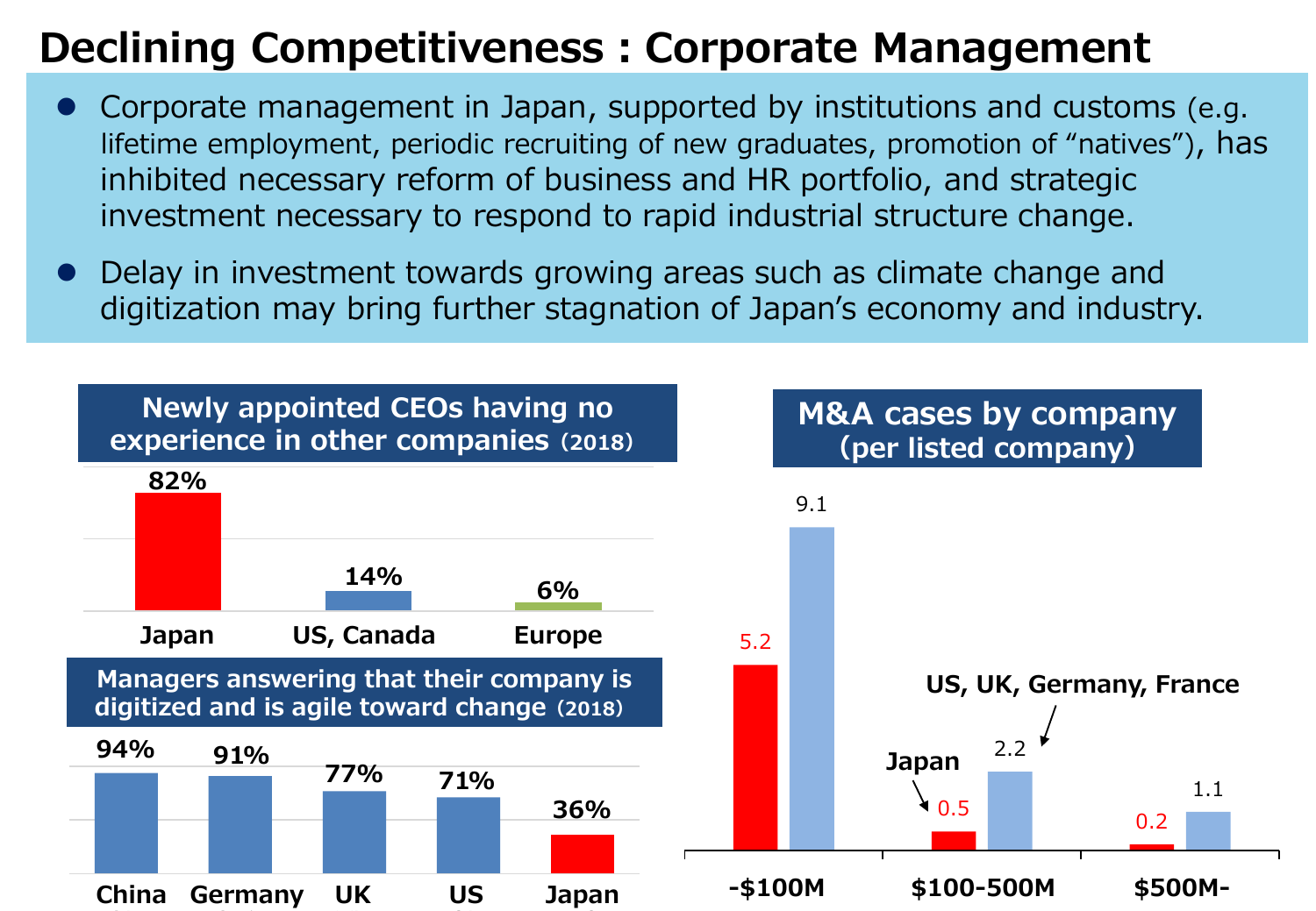# Declining Competitiveness : Corporate Management

- Corporate management in Japan, supported by institutions and customs (e.g. lifetime employment, periodic recruiting of new graduates, promotion of "natives"), has inhibited necessary reform of business and HR portfolio, and strategic investment necessary to respond to rapid industrial structure change.
- Delay in investment towards growing areas such as climate change and digitization may bring further stagnation of Japan's economy and industry.

**Newly appointed CEOs having no experience in other companies (2018)**

| Japan | US, Canada | Europe |
|---|---|---|
| 82% | 14% | 6% |

**Managers answering that their company is digitized and is agile toward change (2018)**

| China | Germany | UK | US | Japan |
|---|---|---|---|---|
| 94% | 91% | 77% | 71% | 36% |

**M&A cases by company (per listed company)**

| | -$100M | $100-500M | $500M- |
|---|---|---|---|
| Japan | 5.2 | 0.5 | 0.2 |
| US, UK, Germany, France | 9.1 | 2.2 | 1.1 |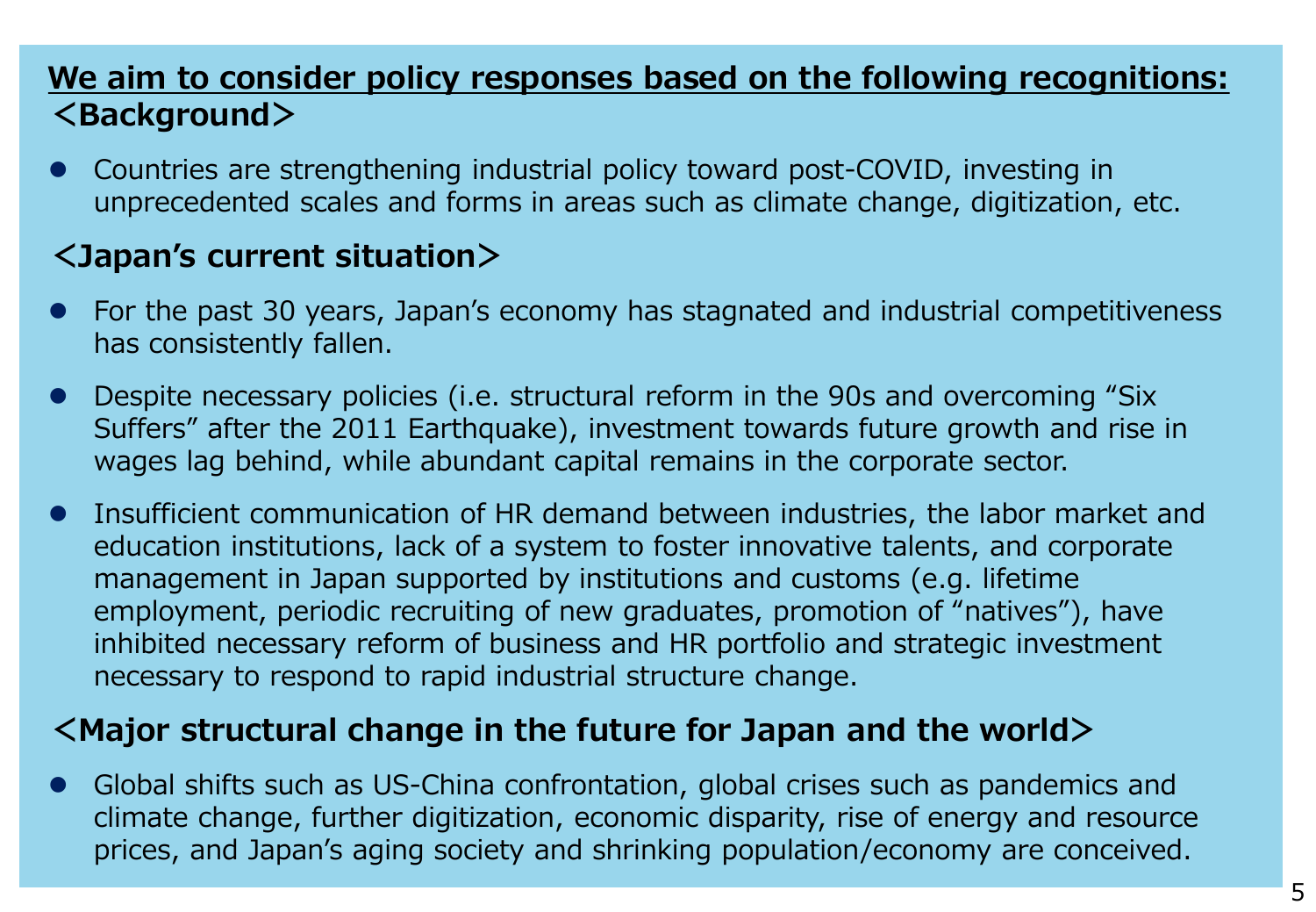**We aim to consider policy responses based on the following recognitions:**

**＜Background＞**

- Countries are strengthening industrial policy toward post-COVID, investing in unprecedented scales and forms in areas such as climate change, digitization, etc.

**＜Japan’s current situation＞**

- For the past 30 years, Japan’s economy has stagnated and industrial competitiveness has consistently fallen.
- Despite necessary policies (i.e. structural reform in the 90s and overcoming “Six Suffers” after the 2011 Earthquake), investment towards future growth and rise in wages lag behind, while abundant capital remains in the corporate sector.
- Insufficient communication of HR demand between industries, the labor market and education institutions, lack of a system to foster innovative talents, and corporate management in Japan supported by institutions and customs (e.g. lifetime employment, periodic recruiting of new graduates, promotion of “natives”), have inhibited necessary reform of business and HR portfolio and strategic investment necessary to respond to rapid industrial structure change.

**＜Major structural change in the future for Japan and the world＞**

- Global shifts such as US-China confrontation, global crises such as pandemics and climate change, further digitization, economic disparity, rise of energy and resource prices, and Japan’s aging society and shrinking population/economy are conceived.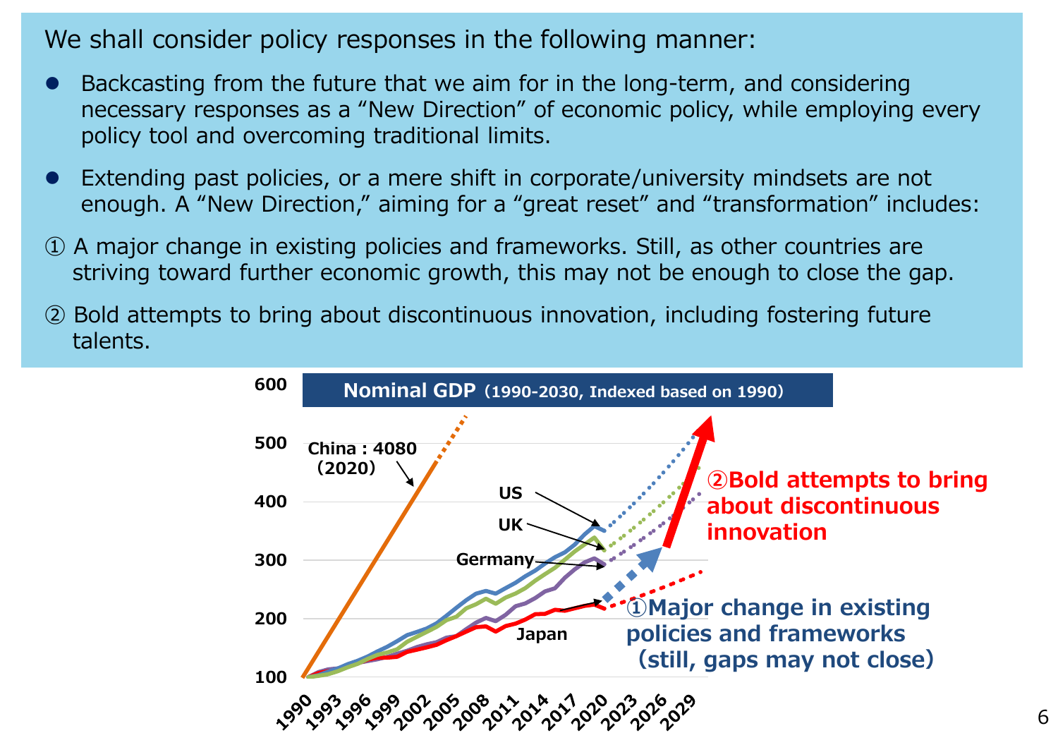We shall consider policy responses in the following manner:

- Backcasting from the future that we aim for in the long-term, and considering necessary responses as a “New Direction” of economic policy, while employing every policy tool and overcoming traditional limits.
- Extending past policies, or a mere shift in corporate/university mindsets are not enough. A “New Direction,” aiming for a “great reset” and “transformation” includes:

① A major change in existing policies and frameworks. Still, as other countries are striving toward further economic growth, this may not be enough to close the gap.

② Bold attempts to bring about discontinuous innovation, including fostering future talents.

**Nominal GDP** (1990-2030, Indexed based on 1990)

China : 4080 (2020)

US

UK

Germany

Japan

②Bold attempts to bring about discontinuous innovation

①Major change in existing policies and frameworks (still, gaps may not close)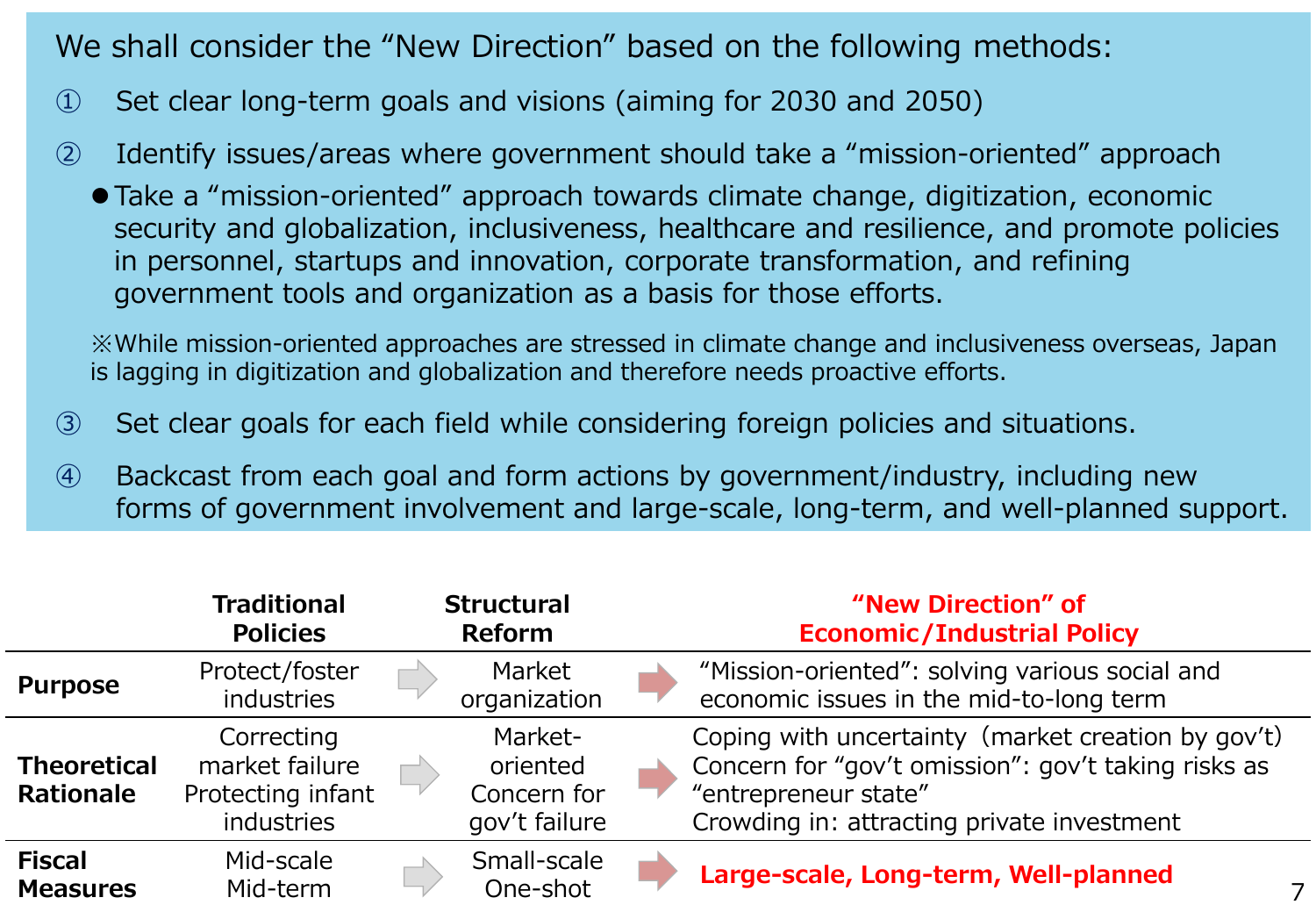We shall consider the “New Direction” based on the following methods:

① Set clear long-term goals and visions (aiming for 2030 and 2050)

② Identify issues/areas where government should take a “mission-oriented” approach

- Take a “mission-oriented” approach towards climate change, digitization, economic security and globalization, inclusiveness, healthcare and resilience, and promote policies in personnel, startups and innovation, corporate transformation, and refining government tools and organization as a basis for those efforts.

※While mission-oriented approaches are stressed in climate change and inclusiveness overseas, Japan is lagging in digitization and globalization and therefore needs proactive efforts.

③ Set clear goals for each field while considering foreign policies and situations.

④ Backcast from each goal and form actions by government/industry, including new forms of government involvement and large-scale, long-term, and well-planned support.

| | Traditional Policies | | Structural Reform | | “New Direction” of Economic/Industrial Policy |
|---|---|---|---|---|---|
| **Purpose** | Protect/foster industries | → | Market organization | → | “Mission-oriented”: solving various social and economic issues in the mid-to-long term |
| **Theoretical Rationale** | Correcting market failure<br>Protecting infant industries | → | Market-oriented<br>Concern for gov’t failure | → | Coping with uncertainty（market creation by gov’t）<br>Concern for “gov’t omission”: gov’t taking risks as “entrepreneur state”<br>Crowding in: attracting private investment |
| **Fiscal Measures** | Mid-scale<br>Mid-term | → | Small-scale<br>One-shot | → | **Large-scale, Long-term, Well-planned** |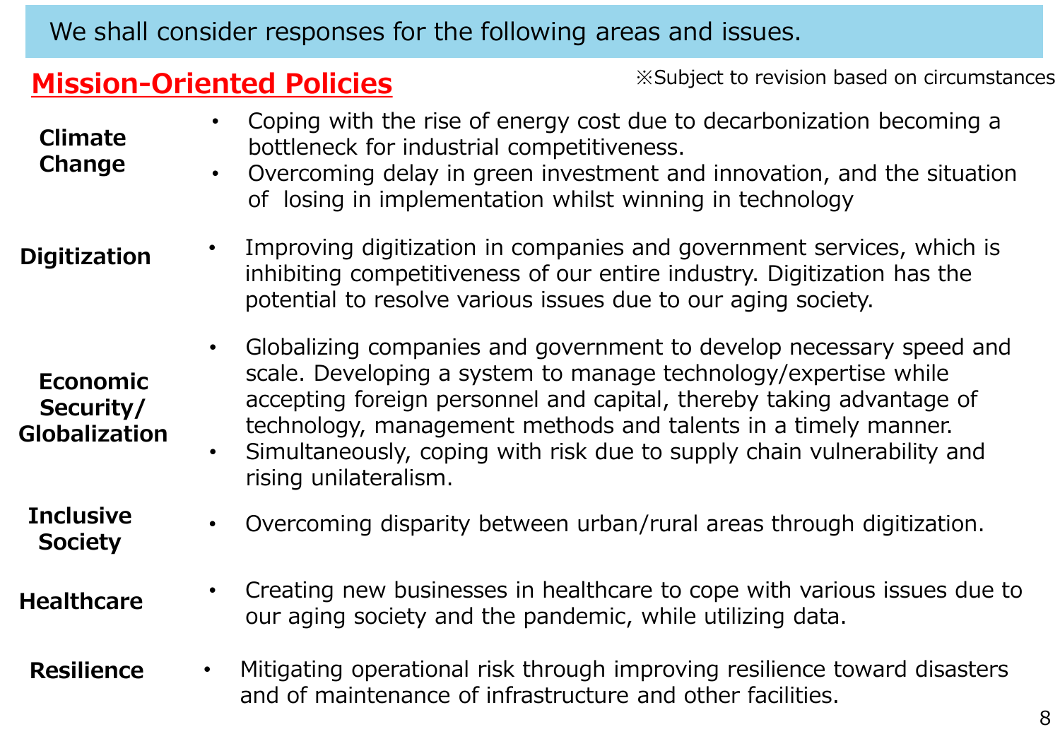We shall consider responses for the following areas and issues.

## Mission-Oriented Policies

※Subject to revision based on circumstances

**Climate Change**

- Coping with the rise of energy cost due to decarbonization becoming a bottleneck for industrial competitiveness.
- Overcoming delay in green investment and innovation, and the situation of losing in implementation whilst winning in technology

**Digitization**

- Improving digitization in companies and government services, which is inhibiting competitiveness of our entire industry. Digitization has the potential to resolve various issues due to our aging society.

**Economic Security/ Globalization**

- Globalizing companies and government to develop necessary speed and scale. Developing a system to manage technology/expertise while accepting foreign personnel and capital, thereby taking advantage of technology, management methods and talents in a timely manner.
- Simultaneously, coping with risk due to supply chain vulnerability and rising unilateralism.

**Inclusive Society**

- Overcoming disparity between urban/rural areas through digitization.

**Healthcare**

- Creating new businesses in healthcare to cope with various issues due to our aging society and the pandemic, while utilizing data.

**Resilience**

- Mitigating operational risk through improving resilience toward disasters and of maintenance of infrastructure and other facilities.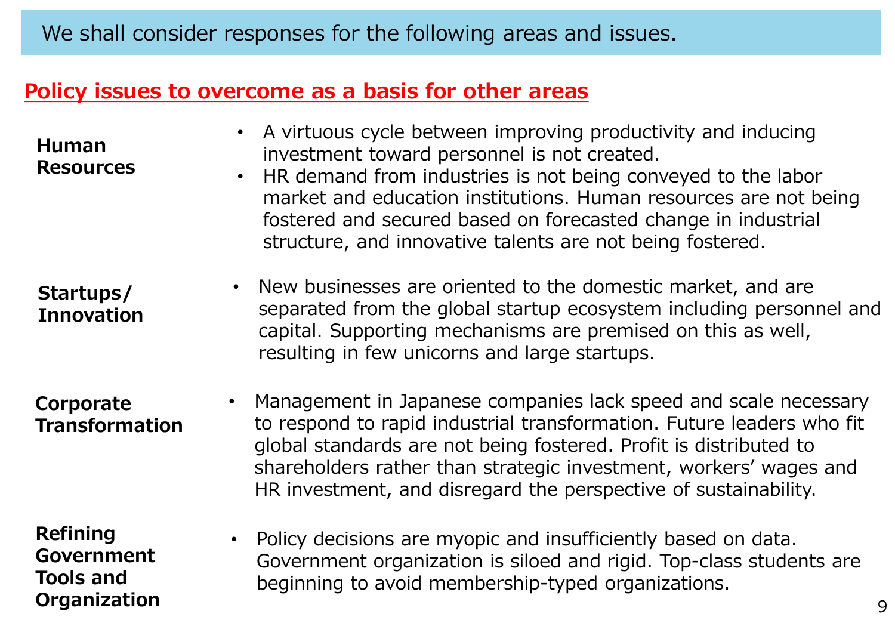We shall consider responses for the following areas and issues.

## Policy issues to overcome as a basis for other areas

**Human Resources**

- A virtuous cycle between improving productivity and inducing investment toward personnel is not created.
- HR demand from industries is not being conveyed to the labor market and education institutions. Human resources are not being fostered and secured based on forecasted change in industrial structure, and innovative talents are not being fostered.

**Startups/ Innovation**

- New businesses are oriented to the domestic market, and are separated from the global startup ecosystem including personnel and capital. Supporting mechanisms are premised on this as well, resulting in few unicorns and large startups.

**Corporate Transformation**

- Management in Japanese companies lack speed and scale necessary to respond to rapid industrial transformation. Future leaders who fit global standards are not being fostered. Profit is distributed to shareholders rather than strategic investment, workers' wages and HR investment, and disregard the perspective of sustainability.

**Refining Government Tools and Organization**

- Policy decisions are myopic and insufficiently based on data. Government organization is siloed and rigid. Top-class students are beginning to avoid membership-typed organizations.